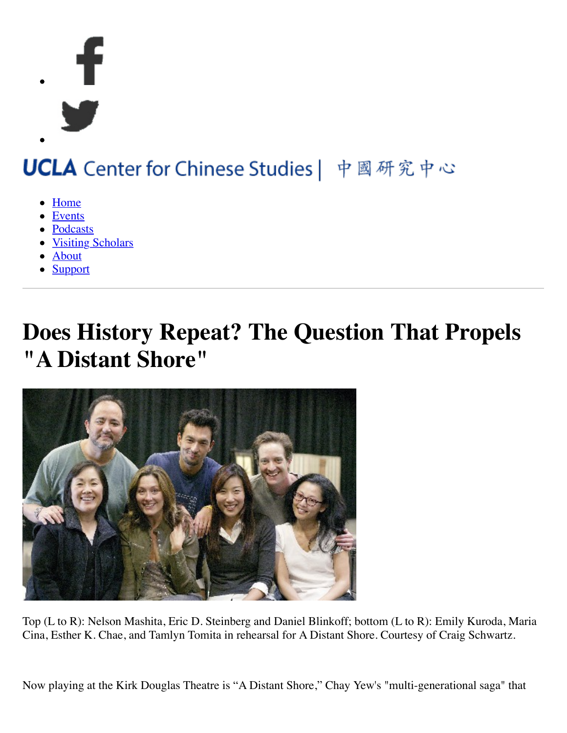UCLA Center for Chinese Studies | 中國研究中心

- Home
- Events
- Podcasts
- Visiting Scholars
- About
- Support

# Does History Repeat? The Question That Propels "A Distant Shore"

Top (L to R): Nelson Mashita, Eric D. Steinberg and Daniel Blinkoff; bottom (L to R): Emily Kuroda, Maria Cina, Esther K. Chae, and Tamlyn Tomita in rehearsal for A Distant Shore. Courtesy of Craig Schwartz.

Now playing at the Kirk Douglas Theatre is "A Distant Shore," Chay Yew's "multi-generational saga" that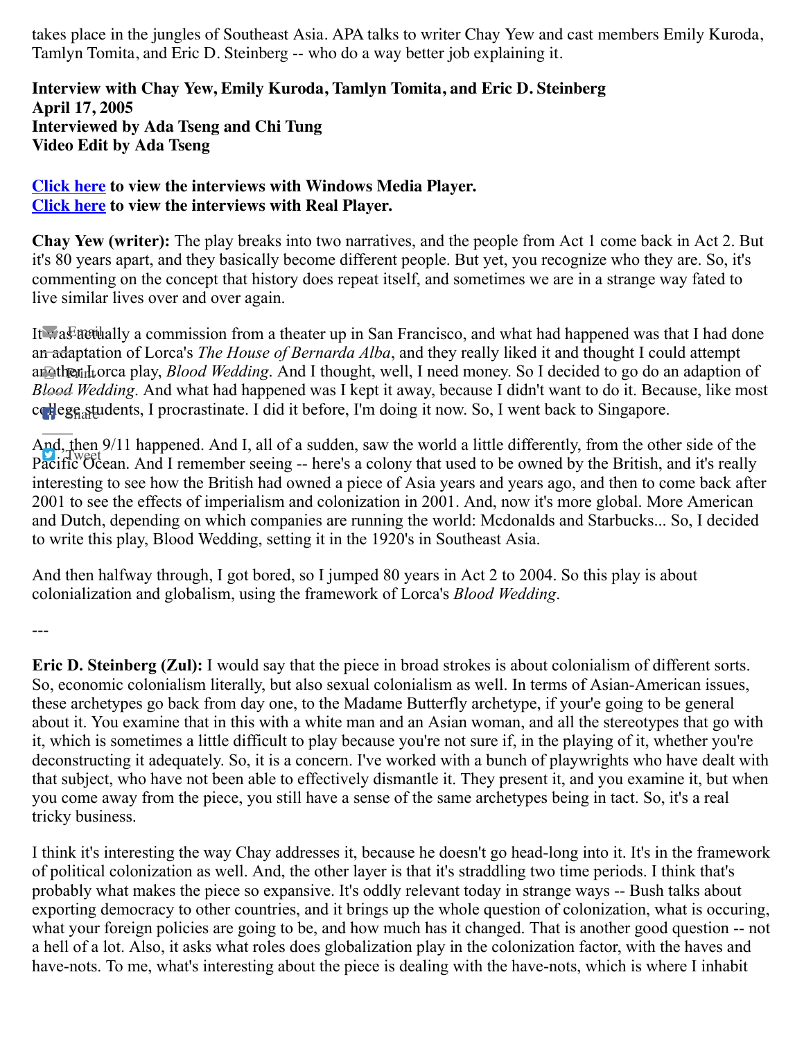takes place in the jungles of Southeast Asia. APA talks to writer Chay Yew and cast members Emily Kuroda, Tamlyn Tomita, and Eric D. Steinberg -- who do a way better job explaining it.

**Interview with Chay Yew, Emily Kuroda, Tamlyn Tomita, and Eric D. Steinberg**
**April 17, 2005**
**Interviewed by Ada Tseng and Chi Tung**
**Video Edit by Ada Tseng**

**[Click here](#) to view the interviews with Windows Media Player.**
**[Click here](#) to view the interviews with Real Player.**

**Chay Yew (writer):** The play breaks into two narratives, and the people from Act 1 come back in Act 2. But it's 80 years apart, and they basically become different people. But yet, you recognize who they are. So, it's commenting on the concept that history does repeat itself, and sometimes we are in a strange way fated to live similar lives over and over again.

It was actually a commission from a theater up in San Francisco, and what had happened was that I had done an adaptation of Lorca's *The House of Bernarda Alba*, and they really liked it and thought I could attempt another Lorca play, *Blood Wedding*. And I thought, well, I need money. So I decided to go do an adaption of *Blood Wedding*. And what had happened was I kept it away, because I didn't want to do it. Because, like most college students, I procrastinate. I did it before, I'm doing it now. So, I went back to Singapore.

And, then 9/11 happened. And I, all of a sudden, saw the world a little differently, from the other side of the Pacific Ocean. And I remember seeing -- here's a colony that used to be owned by the British, and it's really interesting to see how the British had owned a piece of Asia years and years ago, and then to come back after 2001 to see the effects of imperialism and colonization in 2001. And, now it's more global. More American and Dutch, depending on which companies are running the world: Mcdonalds and Starbucks... So, I decided to write this play, Blood Wedding, setting it in the 1920's in Southeast Asia.

And then halfway through, I got bored, so I jumped 80 years in Act 2 to 2004. So this play is about colonialization and globalism, using the framework of Lorca's *Blood Wedding*.

---

**Eric D. Steinberg (Zul):** I would say that the piece in broad strokes is about colonialism of different sorts. So, economic colonialism literally, but also sexual colonialism as well. In terms of Asian-American issues, these archetypes go back from day one, to the Madame Butterfly archetype, if your'e going to be general about it. You examine that in this with a white man and an Asian woman, and all the stereotypes that go with it, which is sometimes a little difficult to play because you're not sure if, in the playing of it, whether you're deconstructing it adequately. So, it is a concern. I've worked with a bunch of playwrights who have dealt with that subject, who have not been able to effectively dismantle it. They present it, and you examine it, but when you come away from the piece, you still have a sense of the same archetypes being in tact. So, it's a real tricky business.

I think it's interesting the way Chay addresses it, because he doesn't go head-long into it. It's in the framework of political colonization as well. And, the other layer is that it's straddling two time periods. I think that's probably what makes the piece so expansive. It's oddly relevant today in strange ways -- Bush talks about exporting democracy to other countries, and it brings up the whole question of colonization, what is occuring, what your foreign policies are going to be, and how much has it changed. That is another good question -- not a hell of a lot. Also, it asks what roles does globalization play in the colonization factor, with the haves and have-nots. To me, what's interesting about the piece is dealing with the have-nots, which is where I inhabit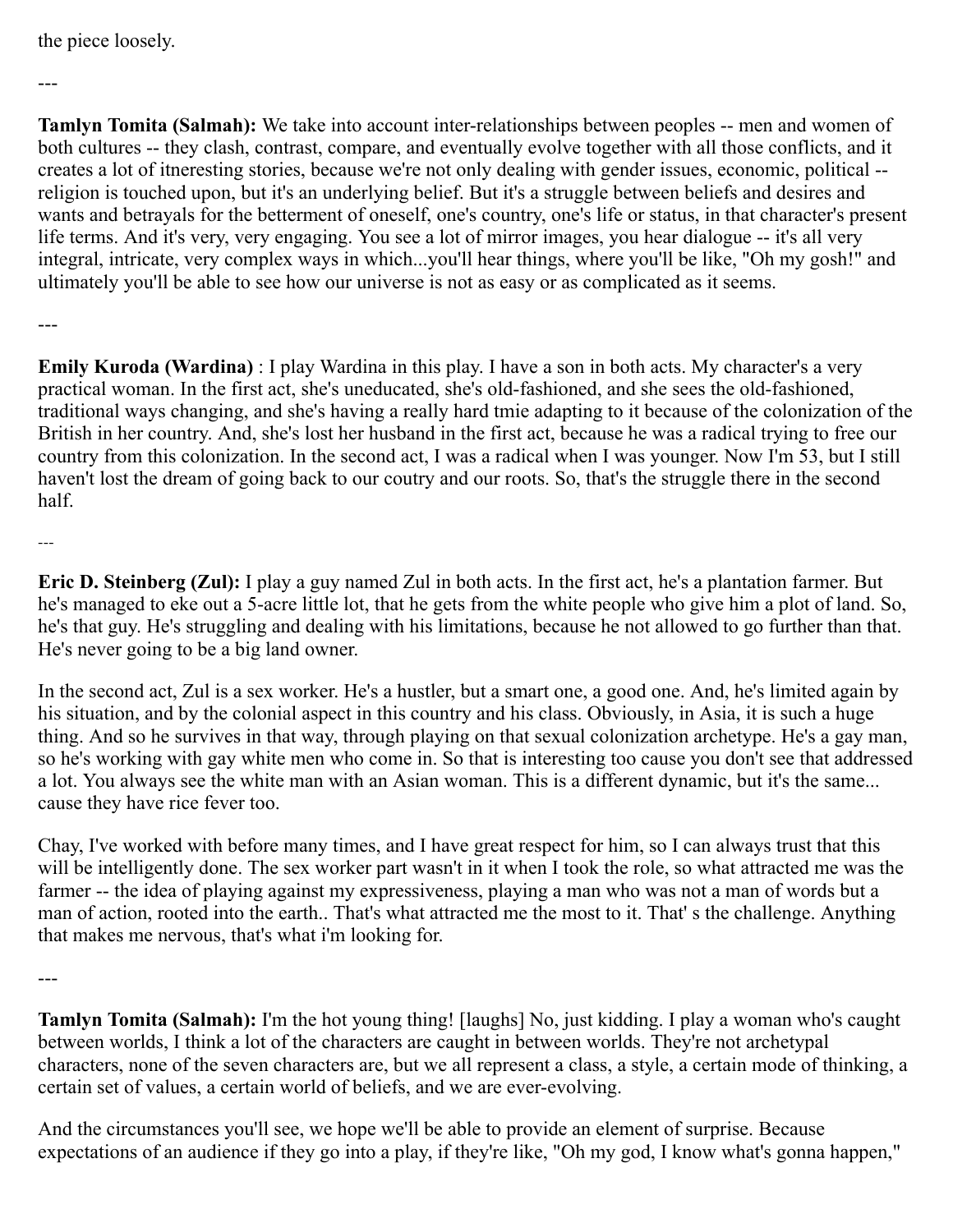the piece loosely.

---

**Tamlyn Tomita (Salmah):** We take into account inter-relationships between peoples -- men and women of both cultures -- they clash, contrast, compare, and eventually evolve together with all those conflicts, and it creates a lot of itneresting stories, because we're not only dealing with gender issues, economic, political -- religion is touched upon, but it's an underlying belief. But it's a struggle between beliefs and desires and wants and betrayals for the betterment of oneself, one's country, one's life or status, in that character's present life terms. And it's very, very engaging. You see a lot of mirror images, you hear dialogue -- it's all very integral, intricate, very complex ways in which...you'll hear things, where you'll be like, "Oh my gosh!" and ultimately you'll be able to see how our universe is not as easy or as complicated as it seems.

---

**Emily Kuroda (Wardina)** : I play Wardina in this play. I have a son in both acts. My character's a very practical woman. In the first act, she's uneducated, she's old-fashioned, and she sees the old-fashioned, traditional ways changing, and she's having a really hard tmie adapting to it because of the colonization of the British in her country. And, she's lost her husband in the first act, because he was a radical trying to free our country from this colonization. In the second act, I was a radical when I was younger. Now I'm 53, but I still haven't lost the dream of going back to our coutry and our roots. So, that's the struggle there in the second half.

---

**Eric D. Steinberg (Zul):** I play a guy named Zul in both acts. In the first act, he's a plantation farmer. But he's managed to eke out a 5-acre little lot, that he gets from the white people who give him a plot of land. So, he's that guy. He's struggling and dealing with his limitations, because he not allowed to go further than that. He's never going to be a big land owner.

In the second act, Zul is a sex worker. He's a hustler, but a smart one, a good one. And, he's limited again by his situation, and by the colonial aspect in this country and his class. Obviously, in Asia, it is such a huge thing. And so he survives in that way, through playing on that sexual colonization archetype. He's a gay man, so he's working with gay white men who come in. So that is interesting too cause you don't see that addressed a lot. You always see the white man with an Asian woman. This is a different dynamic, but it's the same... cause they have rice fever too.

Chay, I've worked with before many times, and I have great respect for him, so I can always trust that this will be intelligently done. The sex worker part wasn't in it when I took the role, so what attracted me was the farmer -- the idea of playing against my expressiveness, playing a man who was not a man of words but a man of action, rooted into the earth.. That's what attracted me the most to it. That' s the challenge. Anything that makes me nervous, that's what i'm looking for.

---

**Tamlyn Tomita (Salmah):** I'm the hot young thing! [laughs] No, just kidding. I play a woman who's caught between worlds, I think a lot of the characters are caught in between worlds. They're not archetypal characters, none of the seven characters are, but we all represent a class, a style, a certain mode of thinking, a certain set of values, a certain world of beliefs, and we are ever-evolving.

And the circumstances you'll see, we hope we'll be able to provide an element of surprise. Because expectations of an audience if they go into a play, if they're like, "Oh my god, I know what's gonna happen,"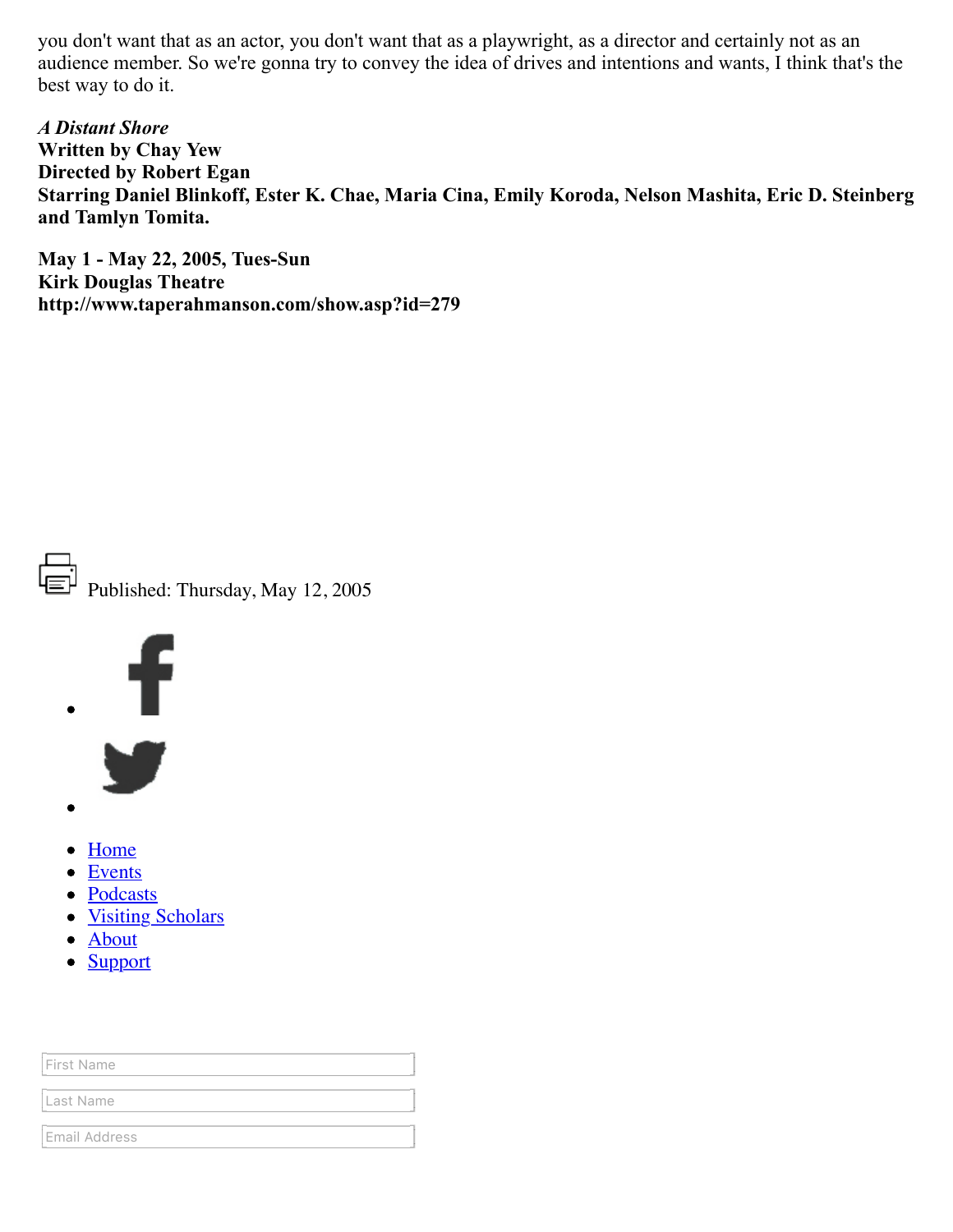you don't want that as an actor, you don't want that as a playwright, as a director and certainly not as an audience member. So we're gonna try to convey the idea of drives and intentions and wants, I think that's the best way to do it.

***A Distant Shore***
**Written by Chay Yew**
**Directed by Robert Egan**
**Starring Daniel Blinkoff, Ester K. Chae, Maria Cina, Emily Koroda, Nelson Mashita, Eric D. Steinberg and Tamlyn Tomita.**

**May 1 - May 22, 2005, Tues-Sun**
**Kirk Douglas Theatre**
**http://www.taperahmanson.com/show.asp?id=279**

Published: Thursday, May 12, 2005

- Home
- Events
- Podcasts
- Visiting Scholars
- About
- Support

First Name

Last Name

Email Address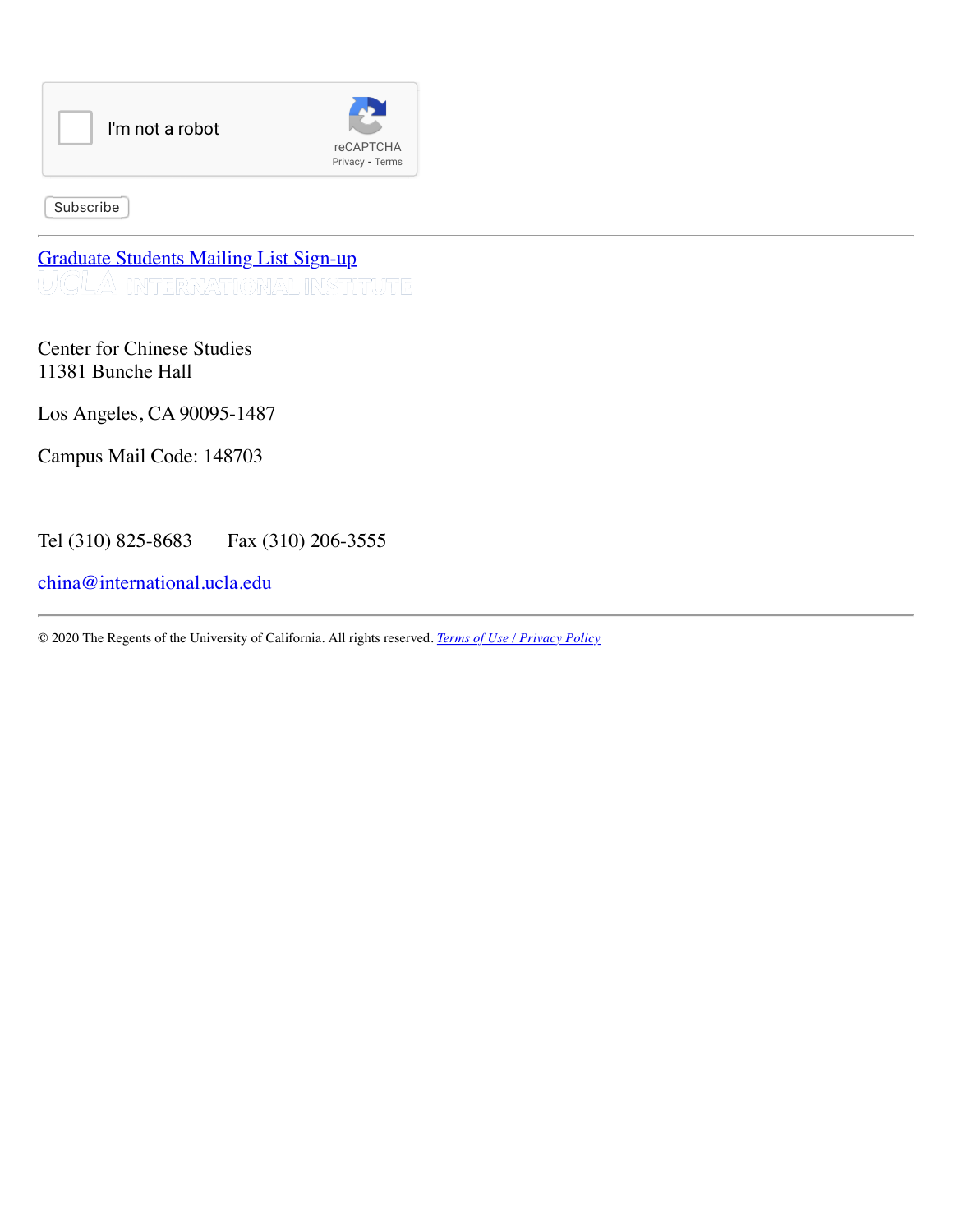I'm not a robot

reCAPTCHA
Privacy - Terms

Subscribe

---

[Graduate Students Mailing List Sign-up](#)

UCLA INTERNATIONAL INSTITUTE

Center for Chinese Studies
11381 Bunche Hall

Los Angeles, CA 90095-1487

Campus Mail Code: 148703

Tel (310) 825-8683    Fax (310) 206-3555

[china@international.ucla.edu](mailto:china@international.ucla.edu)

---

© 2020 The Regents of the University of California. All rights reserved. *[Terms of Use / Privacy Policy](#)*